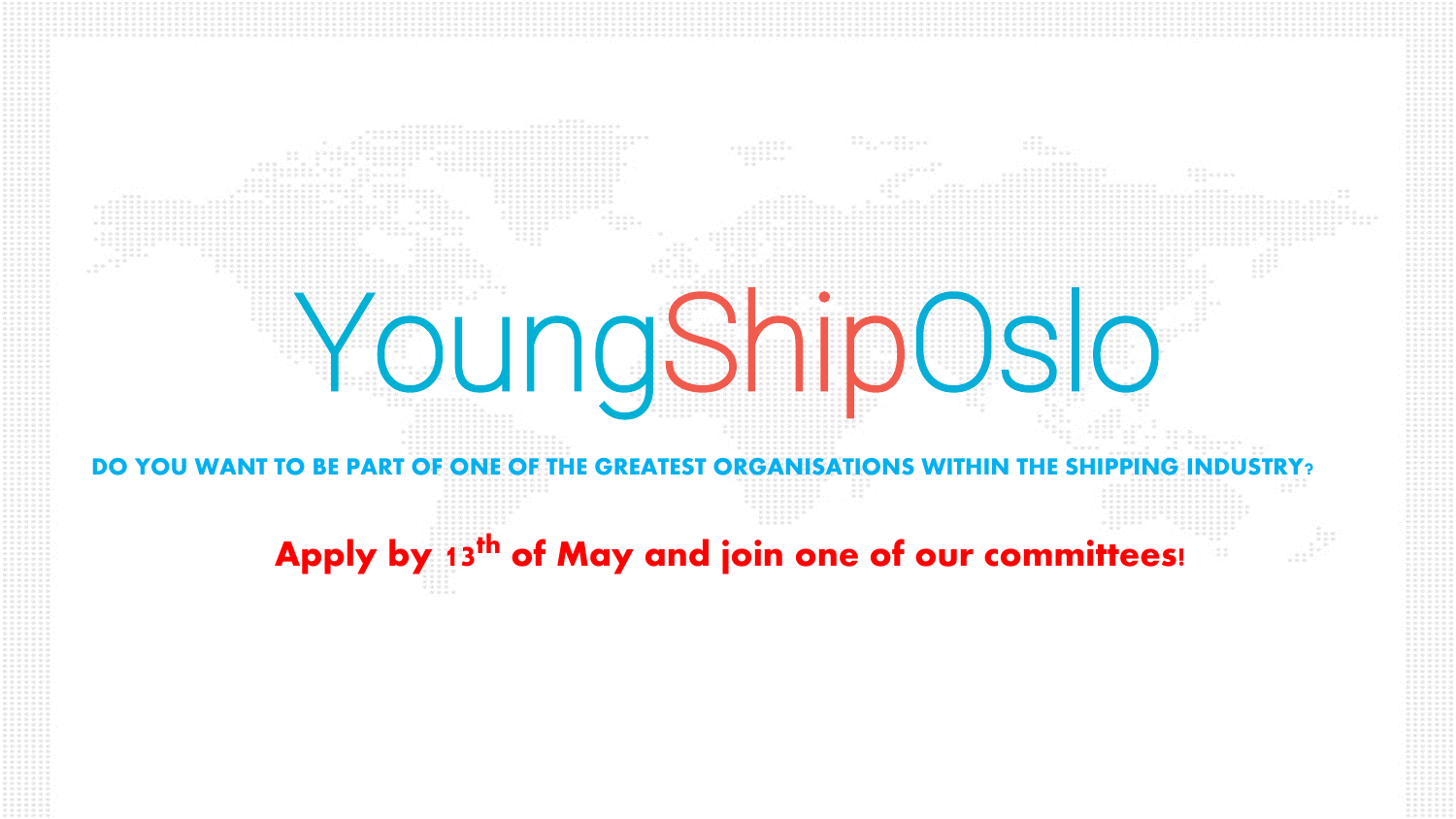# YoungShipOslo

**DO YOU WANT TO BE PART OF ONE OF THE GREATEST ORGANISATIONS WITHIN THE SHIPPING INDUSTRY?**

**Apply by 13th of May and join one of our committees!**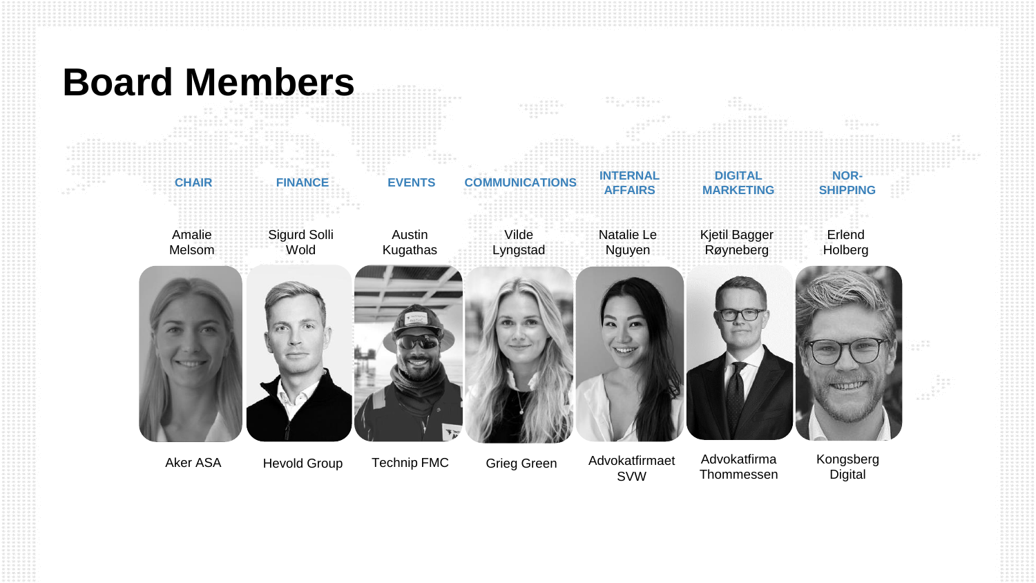# Board Members

| CHAIR | FINANCE | EVENTS | COMMUNICATIONS | INTERNAL AFFAIRS | DIGITAL MARKETING | NOR-SHIPPING |
|---|---|---|---|---|---|---|
| Amalie Melsom | Sigurd Solli Wold | Austin Kugathas | Vilde Lyngstad | Natalie Le Nguyen | Kjetil Bagger Røyneberg | Erlend Holberg |
| Aker ASA | Hevold Group | Technip FMC | Grieg Green | Advokatfirmaet SVW | Advokatfirma Thommessen | Kongsberg Digital |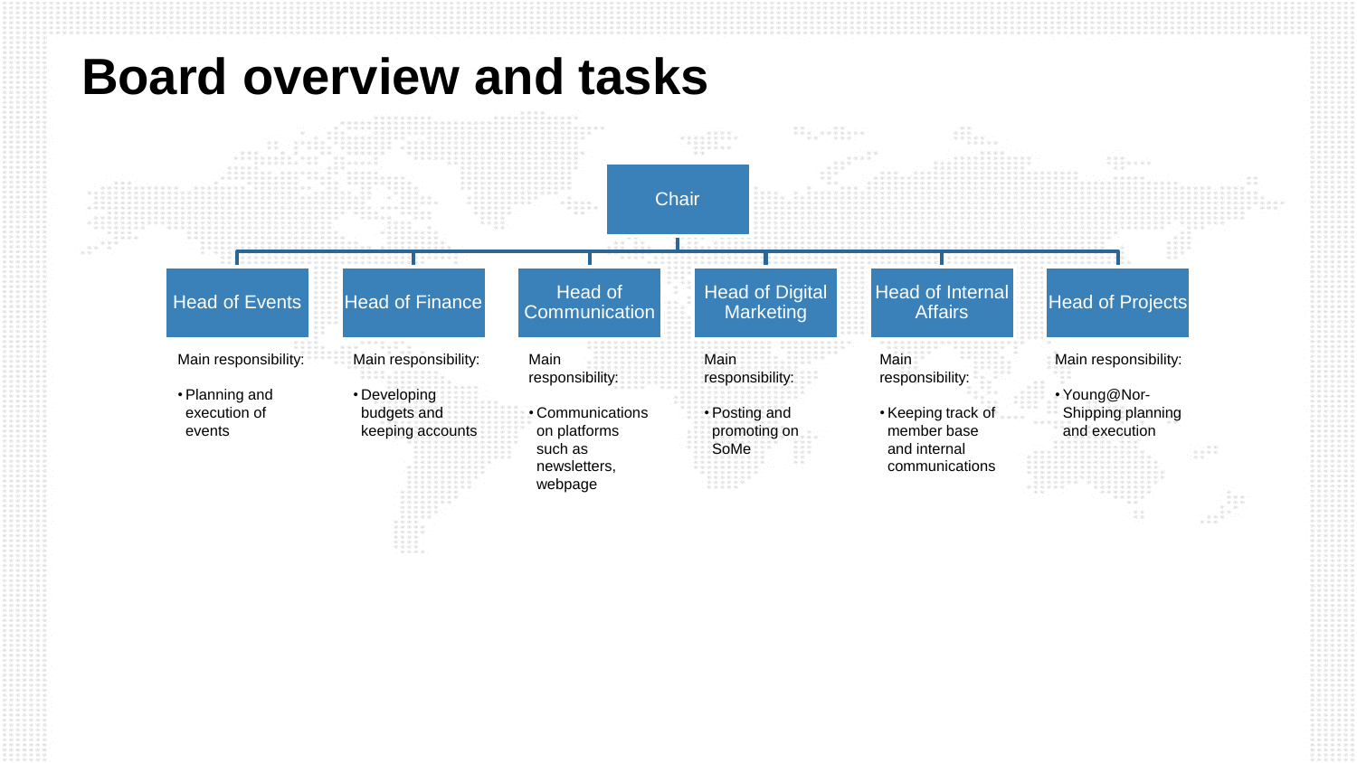# Board overview and tasks

**Chair**

### Head of Events

Main responsibility:

- Planning and execution of events

### Head of Finance

Main responsibility:

- Developing budgets and keeping accounts

### Head of Communication

Main responsibility:

- Communications on platforms such as newsletters, webpage

### Head of Digital Marketing

Main responsibility:

- Posting and promoting on SoMe

### Head of Internal Affairs

Main responsibility:

- Keeping track of member base and internal communications

### Head of Projects

Main responsibility:

- Young@Nor-Shipping planning and execution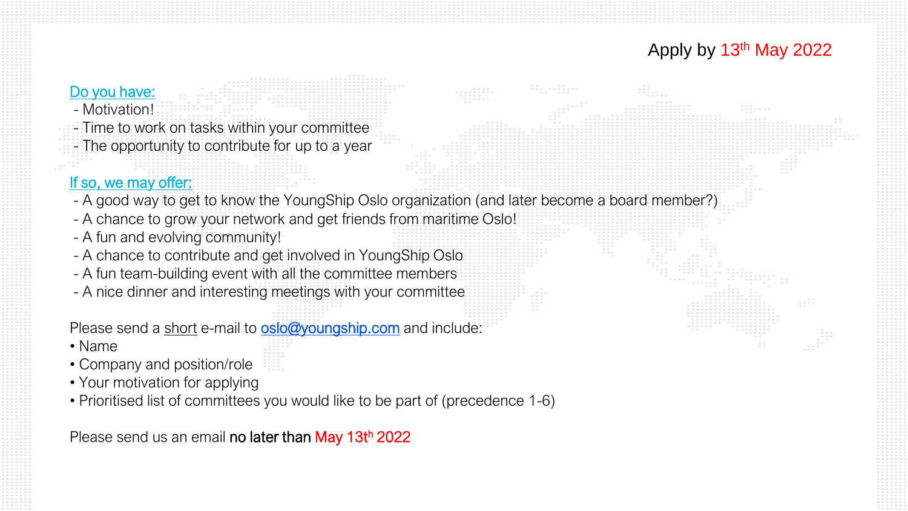Apply by 13th May 2022

Do you have:
- Motivation!
- Time to work on tasks within your committee
- The opportunity to contribute for up to a year

If so, we may offer:
- A good way to get to know the YoungShip Oslo organization (and later become a board member?)
- A chance to grow your network and get friends from maritime Oslo!
- A fun and evolving community!
- A chance to contribute and get involved in YoungShip Oslo
- A fun team-building event with all the committee members
- A nice dinner and interesting meetings with your committee

Please send a short e-mail to oslo@youngship.com and include:

- Name
- Company and position/role
- Your motivation for applying
- Prioritised list of committees you would like to be part of (precedence 1-6)

Please send us an email **no later than** May 13th 2022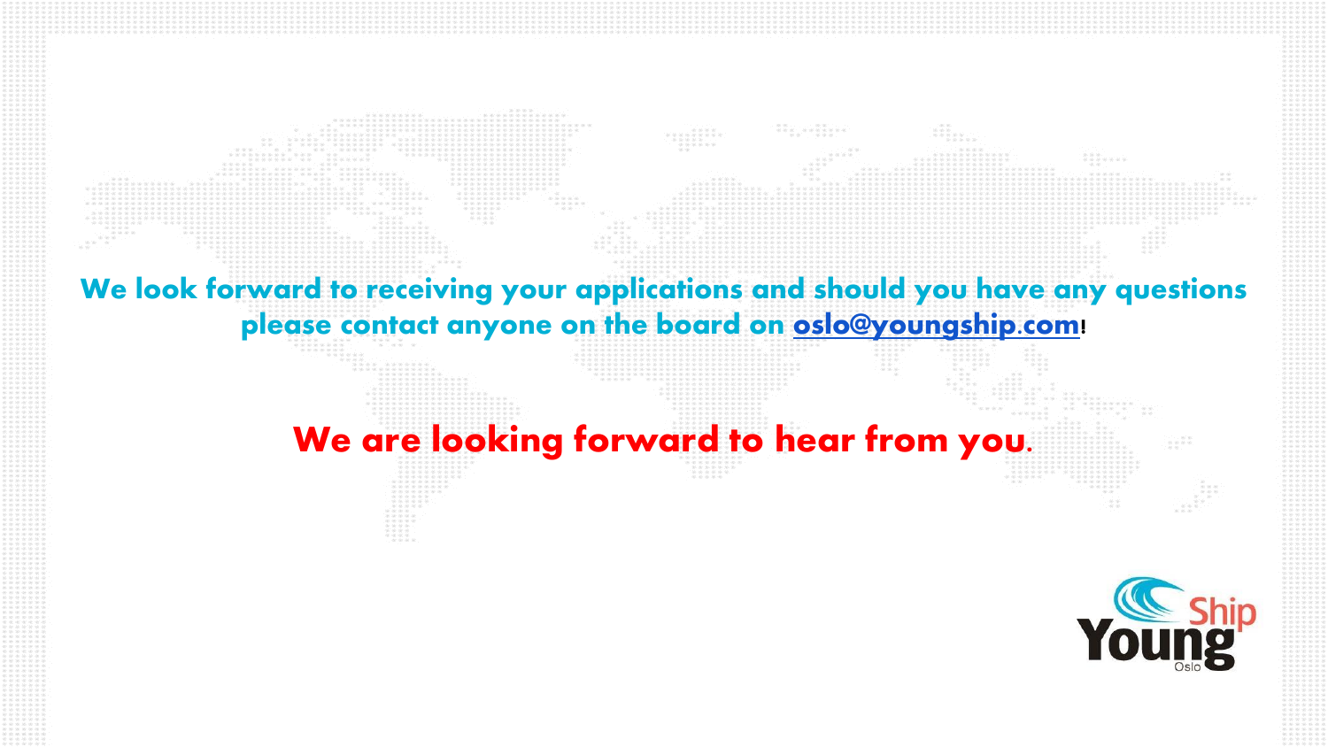**We look forward to receiving your applications and should you have any questions please contact anyone on the board on oslo@youngship.com!**

**We are looking forward to hear from you.**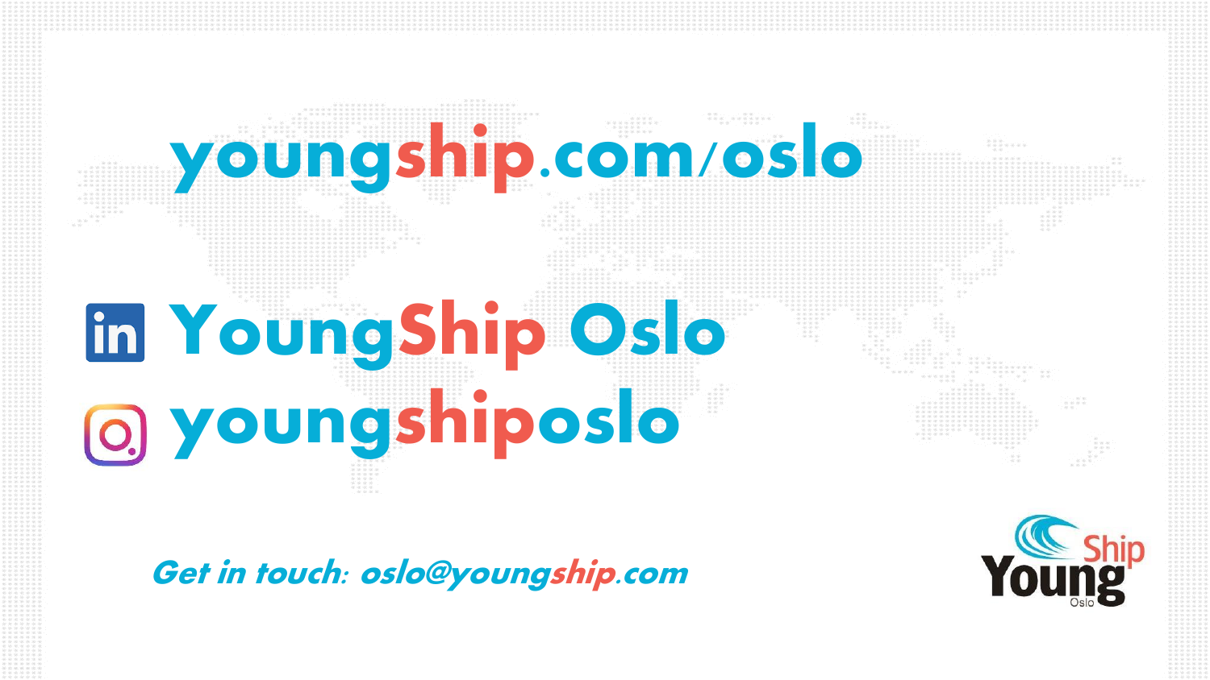# youngship.com/oslo

## YoungShip Oslo

## youngshiposlo

*Get in touch: oslo@youngship.com*

Young Ship Oslo